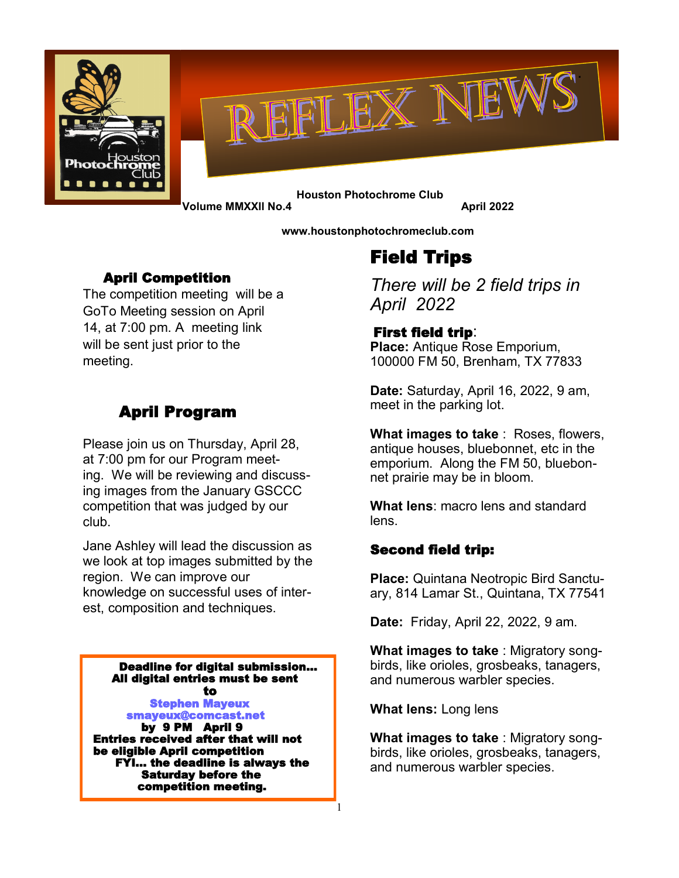# REFLEX NEWS

**Houston Photochrome Club**

**Volume MMXXII No.4** **April 2022**

**www.houstonphotochromeclub.com**

## April Competition

The competition meeting will be a GoTo Meeting session on April 14, at 7:00 pm. A meeting link will be sent just prior to the meeting.

## April Program

Please join us on Thursday, April 28, at 7:00 pm for our Program meeting. We will be reviewing and discussing images from the January GSCCC competition that was judged by our club.

Jane Ashley will lead the discussion as we look at top images submitted by the region. We can improve our knowledge on successful uses of interest, composition and techniques.

> **Deadline for digital submission…**
> **All digital entries must be sent to**
> **Stephen Mayeux**
> **smayeux@comcast.net**
> **by 9 PM April 9**
> **Entries received after that will not be eligible April competition**
> **FYI… the deadline is always the Saturday before the competition meeting.**

## Field Trips

*There will be 2 field trips in April 2022*

### First field trip:

**Place:** Antique Rose Emporium, 100000 FM 50, Brenham, TX 77833

**Date:** Saturday, April 16, 2022, 9 am, meet in the parking lot.

**What images to take** : Roses, flowers, antique houses, bluebonnet, etc in the emporium. Along the FM 50, bluebonnet prairie may be in bloom.

**What lens**: macro lens and standard lens.

### Second field trip:

**Place:** Quintana Neotropic Bird Sanctuary, 814 Lamar St., Quintana, TX 77541

**Date:** Friday, April 22, 2022, 9 am.

**What images to take** : Migratory songbirds, like orioles, grosbeaks, tanagers, and numerous warbler species.

**What lens:** Long lens

**What images to take** : Migratory songbirds, like orioles, grosbeaks, tanagers, and numerous warbler species.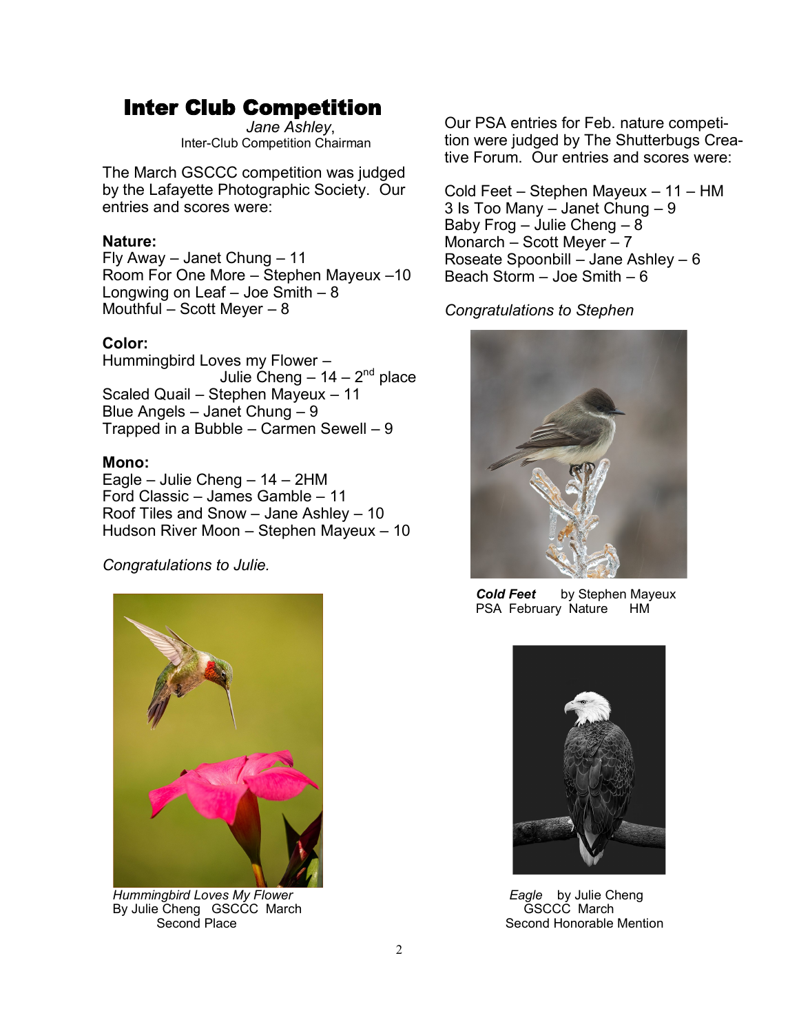# Inter Club Competition

*Jane Ashley*,
Inter-Club Competition Chairman

The March GSCCC competition was judged by the Lafayette Photographic Society. Our entries and scores were:

**Nature:**
Fly Away – Janet Chung – 11
Room For One More – Stephen Mayeux –10
Longwing on Leaf – Joe Smith – 8
Mouthful – Scott Meyer – 8

**Color:**
Hummingbird Loves my Flower – Julie Cheng – 14 – 2nd place
Scaled Quail – Stephen Mayeux – 11
Blue Angels – Janet Chung – 9
Trapped in a Bubble – Carmen Sewell – 9

**Mono:**
Eagle – Julie Cheng – 14 – 2HM
Ford Classic – James Gamble – 11
Roof Tiles and Snow – Jane Ashley – 10
Hudson River Moon – Stephen Mayeux – 10

*Congratulations to Julie.*

*Hummingbird Loves My Flower*
By Julie Cheng GSCCC March
Second Place

Our PSA entries for Feb. nature competition were judged by The Shutterbugs Creative Forum. Our entries and scores were:

Cold Feet – Stephen Mayeux – 11 – HM
3 Is Too Many – Janet Chung – 9
Baby Frog – Julie Cheng – 8
Monarch – Scott Meyer – 7
Roseate Spoonbill – Jane Ashley – 6
Beach Storm – Joe Smith – 6

*Congratulations to Stephen*

***Cold Feet*** by Stephen Mayeux
PSA February Nature HM

*Eagle* by Julie Cheng
GSCCC March
Second Honorable Mention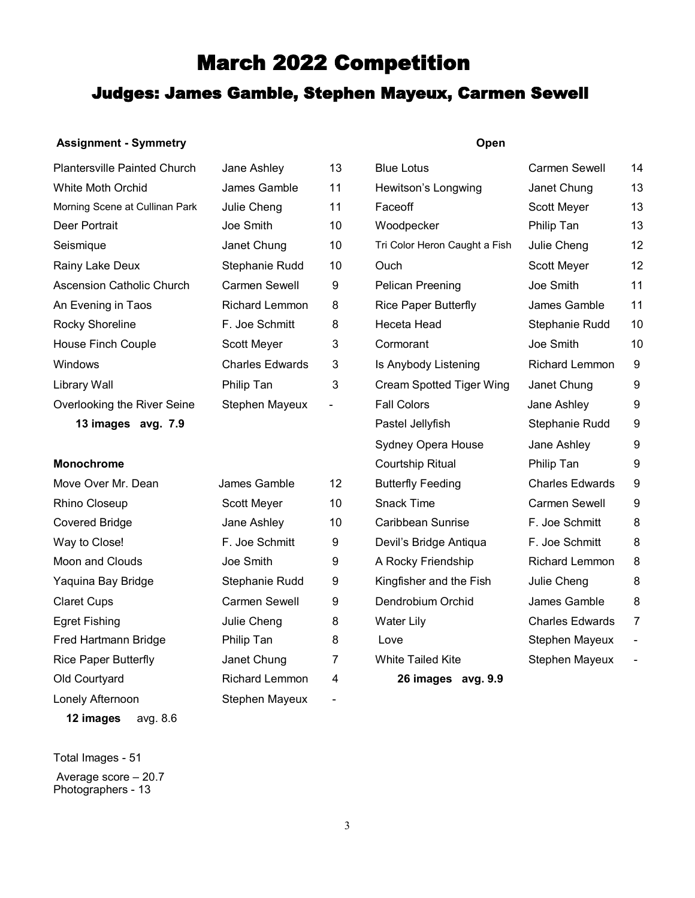# March 2022 Competition

## Judges: James Gamble, Stephen Mayeux, Carmen Sewell

### Assignment - Symmetry

| Title | Photographer | Score |
|---|---|---|
| Plantersville Painted Church | Jane Ashley | 13 |
| White Moth Orchid | James Gamble | 11 |
| Morning Scene at Cullinan Park | Julie Cheng | 11 |
| Deer Portrait | Joe Smith | 10 |
| Seismique | Janet Chung | 10 |
| Rainy Lake Deux | Stephanie Rudd | 10 |
| Ascension Catholic Church | Carmen Sewell | 9 |
| An Evening in Taos | Richard Lemmon | 8 |
| Rocky Shoreline | F. Joe Schmitt | 8 |
| House Finch Couple | Scott Meyer | 3 |
| Windows | Charles Edwards | 3 |
| Library Wall | Philip Tan | 3 |
| Overlooking the River Seine | Stephen Mayeux | - |

**13 images avg. 7.9**

### Monochrome

| Title | Photographer | Score |
|---|---|---|
| Move Over Mr. Dean | James Gamble | 12 |
| Rhino Closeup | Scott Meyer | 10 |
| Covered Bridge | Jane Ashley | 10 |
| Way to Close! | F. Joe Schmitt | 9 |
| Moon and Clouds | Joe Smith | 9 |
| Yaquina Bay Bridge | Stephanie Rudd | 9 |
| Claret Cups | Carmen Sewell | 9 |
| Egret Fishing | Julie Cheng | 8 |
| Fred Hartmann Bridge | Philip Tan | 8 |
| Rice Paper Butterfly | Janet Chung | 7 |
| Old Courtyard | Richard Lemmon | 4 |
| Lonely Afternoon | Stephen Mayeux | - |

**12 images** avg. 8.6

### Open

| Title | Photographer | Score |
|---|---|---|
| Blue Lotus | Carmen Sewell | 14 |
| Hewitson's Longwing | Janet Chung | 13 |
| Faceoff | Scott Meyer | 13 |
| Woodpecker | Philip Tan | 13 |
| Tri Color Heron Caught a Fish | Julie Cheng | 12 |
| Ouch | Scott Meyer | 12 |
| Pelican Preening | Joe Smith | 11 |
| Rice Paper Butterfly | James Gamble | 11 |
| Heceta Head | Stephanie Rudd | 10 |
| Cormorant | Joe Smith | 10 |
| Is Anybody Listening | Richard Lemmon | 9 |
| Cream Spotted Tiger Wing | Janet Chung | 9 |
| Fall Colors | Jane Ashley | 9 |
| Pastel Jellyfish | Stephanie Rudd | 9 |
| Sydney Opera House | Jane Ashley | 9 |
| Courtship Ritual | Philip Tan | 9 |
| Butterfly Feeding | Charles Edwards | 9 |
| Snack Time | Carmen Sewell | 9 |
| Caribbean Sunrise | F. Joe Schmitt | 8 |
| Devil's Bridge Antiqua | F. Joe Schmitt | 8 |
| A Rocky Friendship | Richard Lemmon | 8 |
| Kingfisher and the Fish | Julie Cheng | 8 |
| Dendrobium Orchid | James Gamble | 8 |
| Water Lily | Charles Edwards | 7 |
| Love | Stephen Mayeux | - |
| White Tailed Kite | Stephen Mayeux | - |

**26 images avg. 9.9**

Total Images - 51

Average score – 20.7

Photographers - 13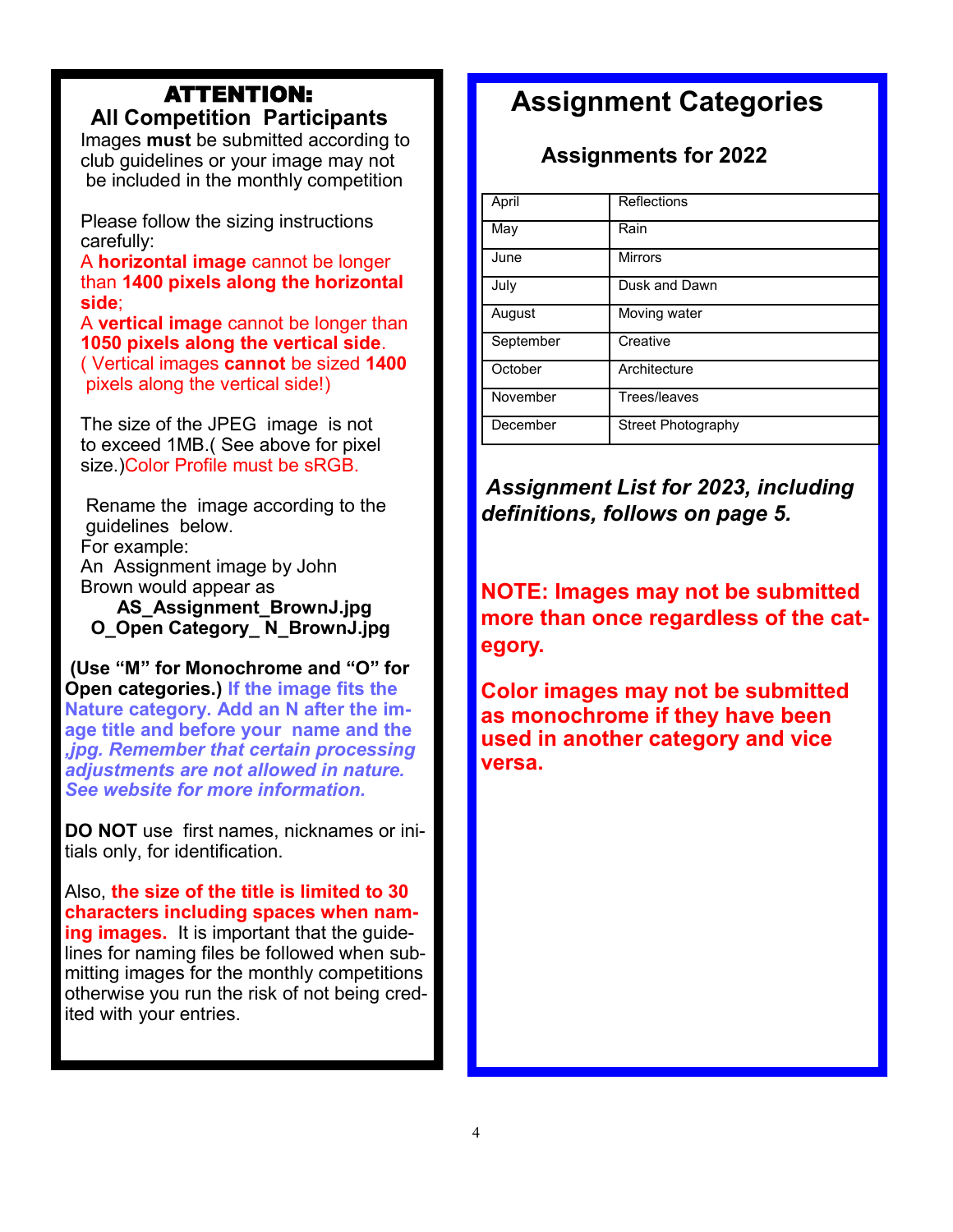## ATTENTION:

### All Competition Participants

Images **must** be submitted according to club guidelines or your image may not be included in the monthly competition

Please follow the sizing instructions carefully:

A **horizontal image** cannot be longer than **1400 pixels along the horizontal side**;

A **vertical image** cannot be longer than **1050 pixels along the vertical side**.

( Vertical images **cannot** be sized **1400** pixels along the vertical side!)

The size of the JPEG image is not to exceed 1MB.( See above for pixel size.)Color Profile must be sRGB.

Rename the image according to the guidelines below.

For example:

An Assignment image by John Brown would appear as

**AS_Assignment_BrownJ.jpg**

**O_Open Category_ N_BrownJ.jpg**

**(Use "M" for Monochrome and "O" for Open categories.)** **If the image fits the Nature category. Add an N after the image title and before your name and the ,jpg.** ***Remember that certain processing adjustments are not allowed in nature. See website for more information.***

**DO NOT** use first names, nicknames or initials only, for identification.

Also, **the size of the title is limited to 30 characters including spaces when naming images.** It is important that the guidelines for naming files be followed when submitting images for the monthly competitions otherwise you run the risk of not being credited with your entries.

# Assignment Categories

### Assignments for 2022

| April | Reflections |
|---|---|
| May | Rain |
| June | Mirrors |
| July | Dusk and Dawn |
| August | Moving water |
| September | Creative |
| October | Architecture |
| November | Trees/leaves |
| December | Street Photography |

***Assignment List for 2023, including definitions, follows on page 5.***

**NOTE: Images may not be submitted more than once regardless of the category.**

**Color images may not be submitted as monochrome if they have been used in another category and vice versa.**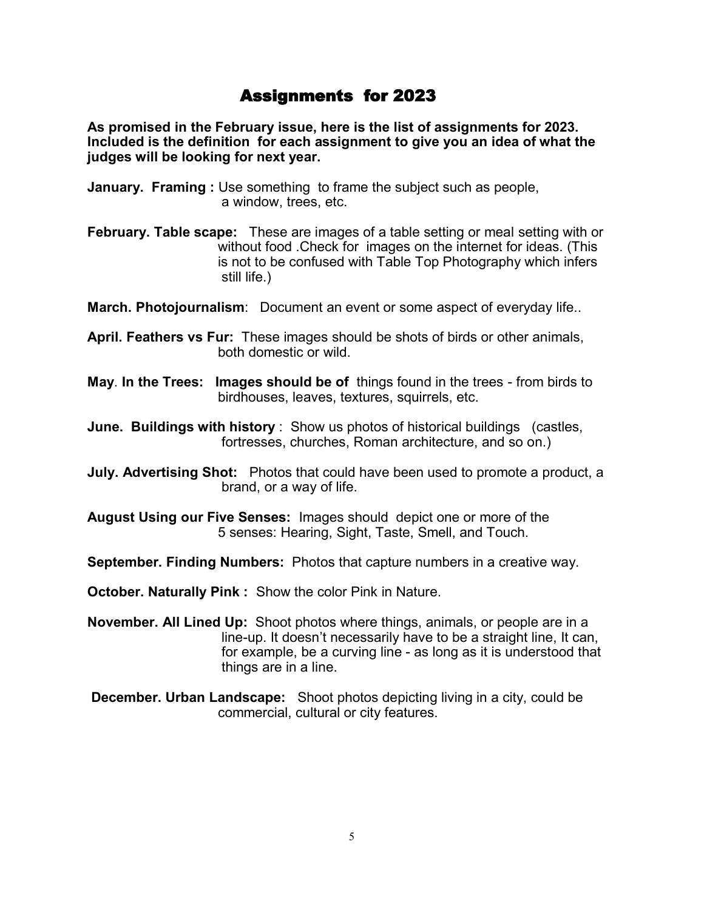# Assignments for 2023

**As promised in the February issue, here is the list of assignments for 2023. Included is the definition for each assignment to give you an idea of what the judges will be looking for next year.**

**January. Framing :** Use something to frame the subject such as people, a window, trees, etc.

**February. Table scape:** These are images of a table setting or meal setting with or without food .Check for images on the internet for ideas. (This is not to be confused with Table Top Photography which infers still life.)

**March. Photojournalism**: Document an event or some aspect of everyday life..

**April. Feathers vs Fur:** These images should be shots of birds or other animals, both domestic or wild.

**May**. **In the Trees: Images should be of** things found in the trees - from birds to birdhouses, leaves, textures, squirrels, etc.

**June. Buildings with history** : Show us photos of historical buildings (castles, fortresses, churches, Roman architecture, and so on.)

**July. Advertising Shot:** Photos that could have been used to promote a product, a brand, or a way of life.

**August Using our Five Senses:** Images should depict one or more of the 5 senses: Hearing, Sight, Taste, Smell, and Touch.

**September. Finding Numbers:** Photos that capture numbers in a creative way.

**October. Naturally Pink :** Show the color Pink in Nature.

**November. All Lined Up:** Shoot photos where things, animals, or people are in a line-up. It doesn't necessarily have to be a straight line, It can, for example, be a curving line - as long as it is understood that things are in a line.

**December. Urban Landscape:** Shoot photos depicting living in a city, could be commercial, cultural or city features.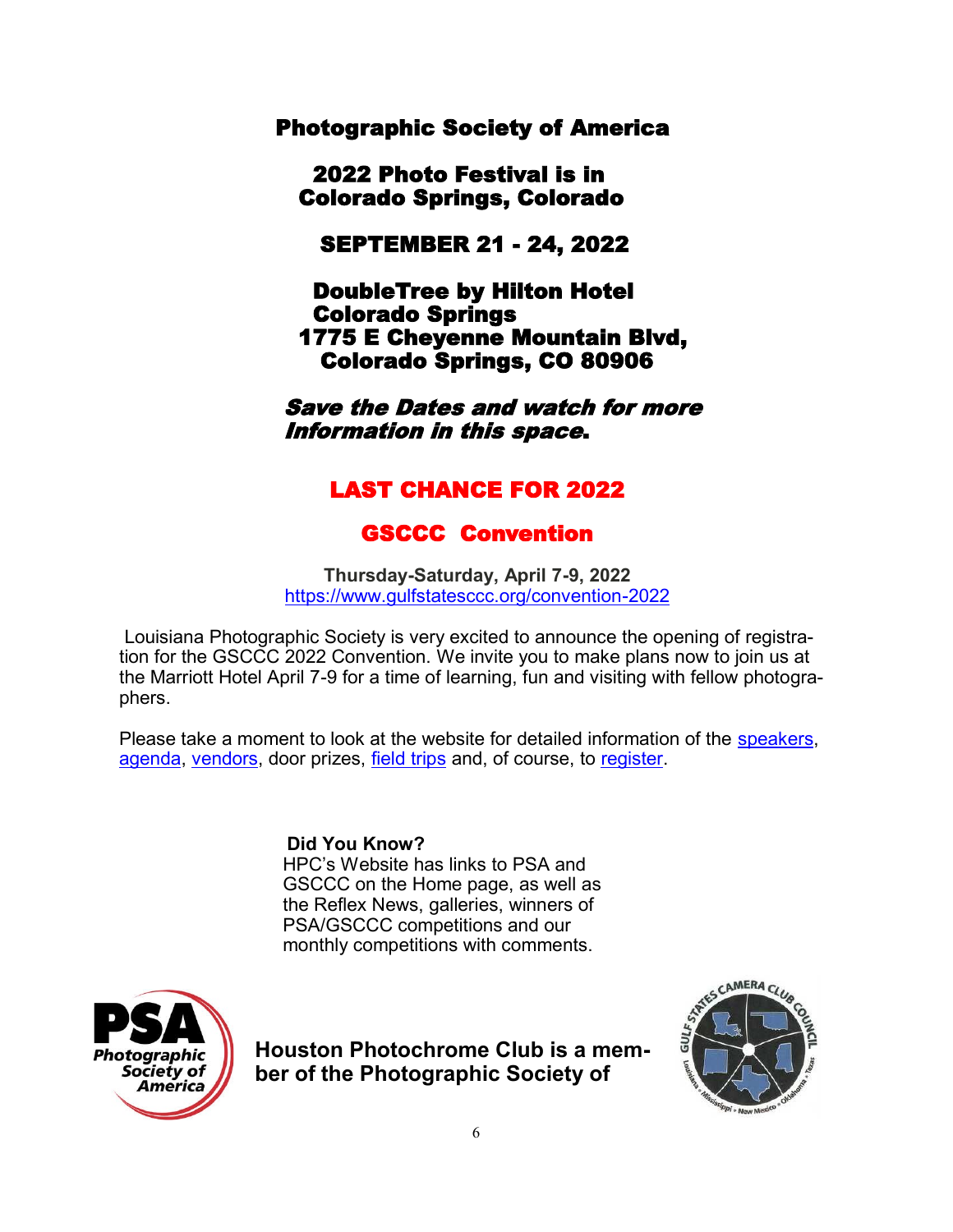## Photographic Society of America

**2022 Photo Festival is in Colorado Springs, Colorado**

**SEPTEMBER 21 - 24, 2022**

**DoubleTree by Hilton Hotel Colorado Springs**
**1775 E Cheyenne Mountain Blvd,**
**Colorado Springs, CO 80906**

***Save the Dates and watch for more Information in this space.***

## LAST CHANCE FOR 2022

## GSCCC Convention

**Thursday-Saturday, April 7-9, 2022**
https://www.gulfstatesccc.org/convention-2022

Louisiana Photographic Society is very excited to announce the opening of registration for the GSCCC 2022 Convention. We invite you to make plans now to join us at the Marriott Hotel April 7-9 for a time of learning, fun and visiting with fellow photographers.

Please take a moment to look at the website for detailed information of the speakers, agenda, vendors, door prizes, field trips and, of course, to register.

**Did You Know?**
HPC's Website has links to PSA and GSCCC on the Home page, as well as the Reflex News, galleries, winners of PSA/GSCCC competitions and our monthly competitions with comments.

PSA Photographic Society of America

**Houston Photochrome Club is a member of the Photographic Society of**

GULF STATES CAMERA CLUB COUNCIL
Louisiana • Mississippi • New Mexico • Oklahoma • Texas